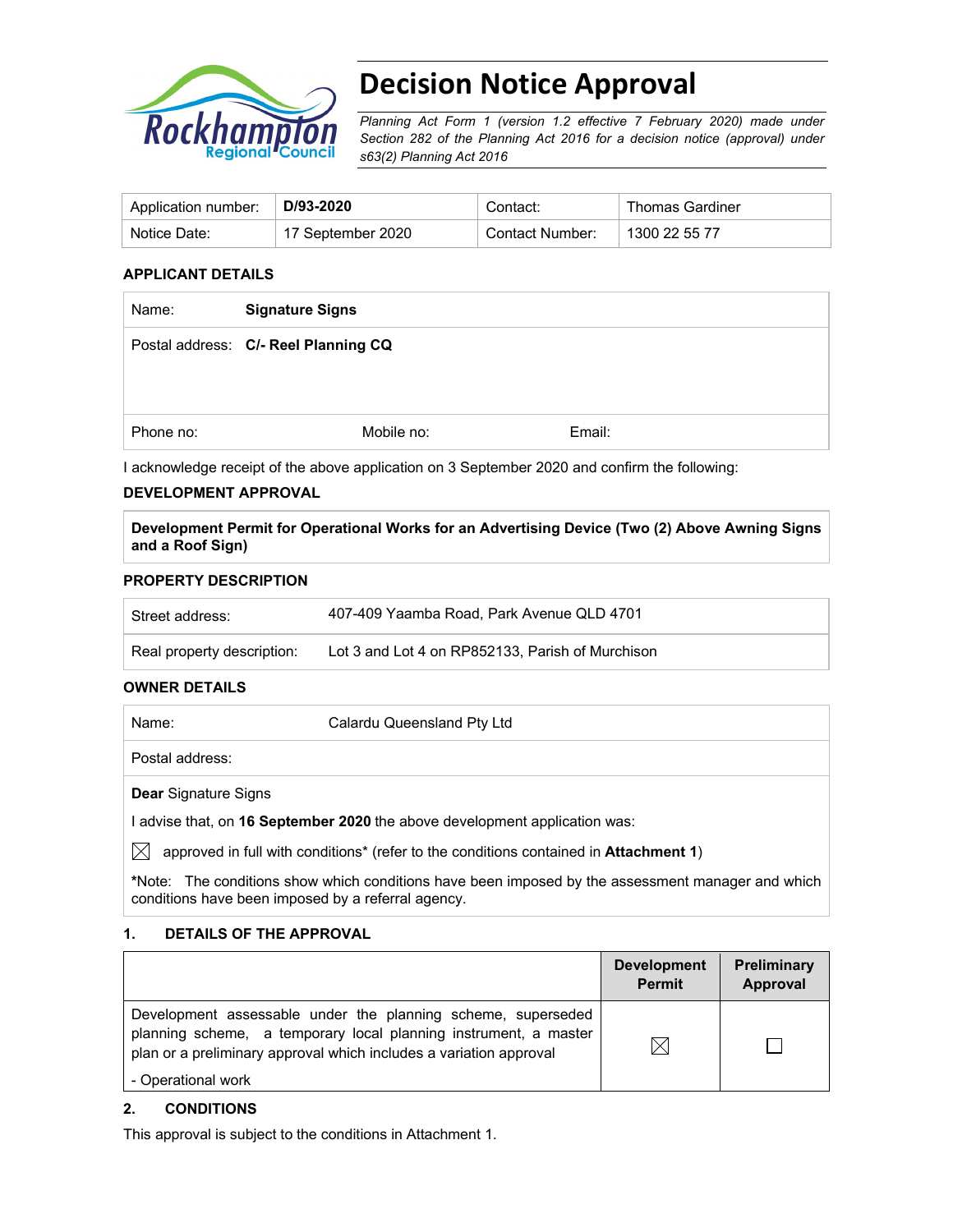# Decision Notice Approval

*Planning Act Form 1 (version 1.2 effective 7 February 2020) made under Section 282 of the Planning Act 2016 for a decision notice (approval) under s63(2) Planning Act 2016*

| Application number: | **D/93-2020** | Contact: | Thomas Gardiner |
|---|---|---|---|
| Notice Date: | 17 September 2020 | Contact Number: | 1300 22 55 77 |

### APPLICANT DETAILS

| Name: | **Signature Signs** | |
|---|---|---|
| Postal address: | **C/- Reel Planning CQ** | |
| Phone no: | Mobile no: | Email: |

I acknowledge receipt of the above application on 3 September 2020 and confirm the following:

### DEVELOPMENT APPROVAL

**Development Permit for Operational Works for an Advertising Device (Two (2) Above Awning Signs and a Roof Sign)**

### PROPERTY DESCRIPTION

| Street address: | 407-409 Yaamba Road, Park Avenue QLD 4701 |
|---|---|
| Real property description: | Lot 3 and Lot 4 on RP852133, Parish of Murchison |

### OWNER DETAILS

| Name: | Calardu Queensland Pty Ltd |
|---|---|
| Postal address: | |

**Dear** Signature Signs

I advise that, on **16 September 2020** the above development application was:

☒ approved in full with conditions* (refer to the conditions contained in **Attachment 1**)

***Note:** The conditions show which conditions have been imposed by the assessment manager and which conditions have been imposed by a referral agency.

### 1. DETAILS OF THE APPROVAL

| | Development Permit | Preliminary Approval |
|---|---|---|
| Development assessable under the planning scheme, superseded planning scheme, a temporary local planning instrument, a master plan or a preliminary approval which includes a variation approval<br>- Operational work | ☒ | ☐ |

### 2. CONDITIONS

This approval is subject to the conditions in Attachment 1.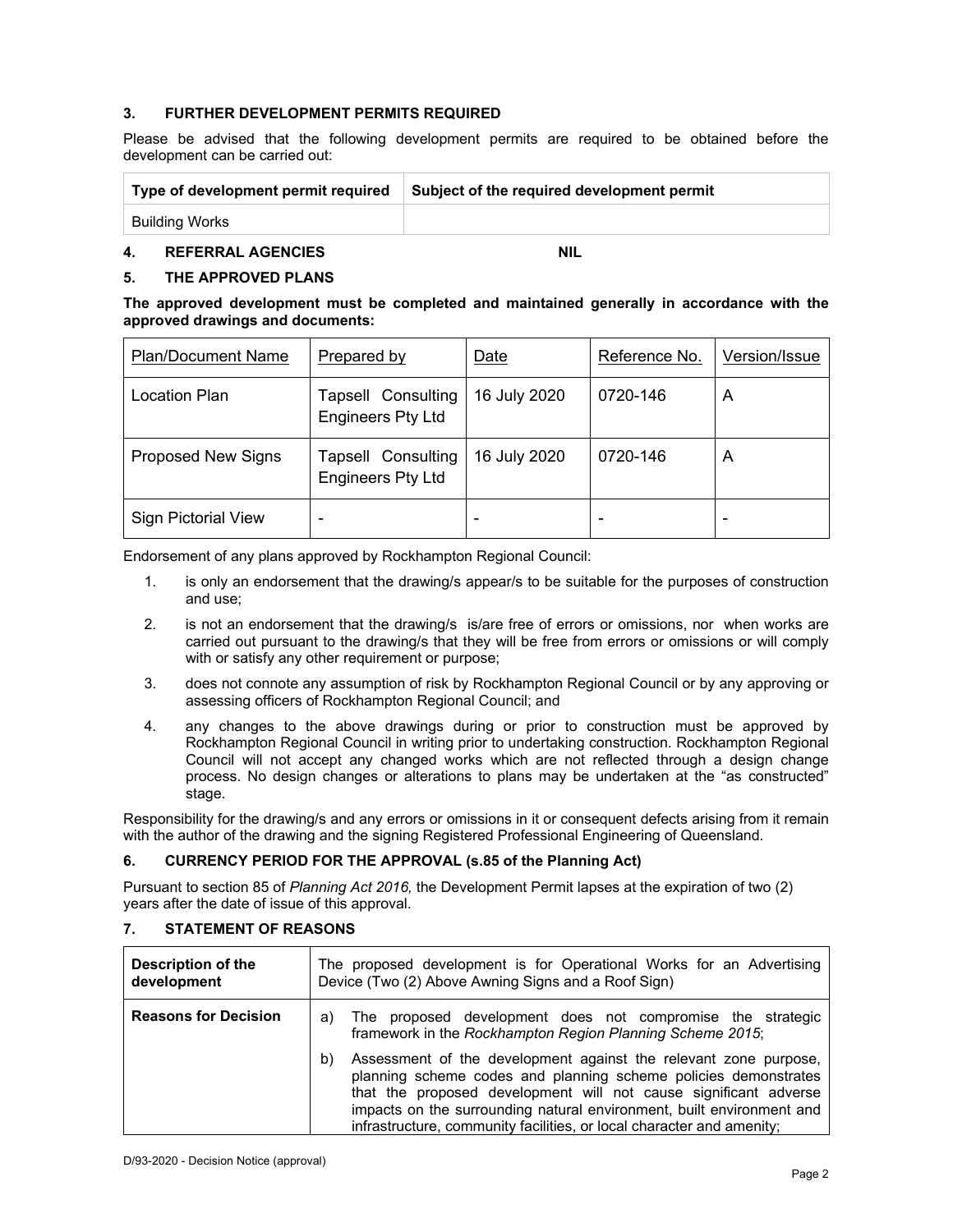## 3. FURTHER DEVELOPMENT PERMITS REQUIRED

Please be advised that the following development permits are required to be obtained before the development can be carried out:

| Type of development permit required | Subject of the required development permit |
|---|---|
| Building Works | |

## 4. REFERRAL AGENCIES NIL

## 5. THE APPROVED PLANS

**The approved development must be completed and maintained generally in accordance with the approved drawings and documents:**

| Plan/Document Name | Prepared by | Date | Reference No. | Version/Issue |
|---|---|---|---|---|
| Location Plan | Tapsell Consulting Engineers Pty Ltd | 16 July 2020 | 0720-146 | A |
| Proposed New Signs | Tapsell Consulting Engineers Pty Ltd | 16 July 2020 | 0720-146 | A |
| Sign Pictorial View | - | - | - | - |

Endorsement of any plans approved by Rockhampton Regional Council:

1. is only an endorsement that the drawing/s appear/s to be suitable for the purposes of construction and use;
2. is not an endorsement that the drawing/s is/are free of errors or omissions, nor when works are carried out pursuant to the drawing/s that they will be free from errors or omissions or will comply with or satisfy any other requirement or purpose;
3. does not connote any assumption of risk by Rockhampton Regional Council or by any approving or assessing officers of Rockhampton Regional Council; and
4. any changes to the above drawings during or prior to construction must be approved by Rockhampton Regional Council in writing prior to undertaking construction. Rockhampton Regional Council will not accept any changed works which are not reflected through a design change process. No design changes or alterations to plans may be undertaken at the "as constructed" stage.

Responsibility for the drawing/s and any errors or omissions in it or consequent defects arising from it remain with the author of the drawing and the signing Registered Professional Engineering of Queensland.

## 6. CURRENCY PERIOD FOR THE APPROVAL (s.85 of the Planning Act)

Pursuant to section 85 of *Planning Act 2016,* the Development Permit lapses at the expiration of two (2) years after the date of issue of this approval.

## 7. STATEMENT OF REASONS

| **Description of the development** | The proposed development is for Operational Works for an Advertising Device (Two (2) Above Awning Signs and a Roof Sign) |
|---|---|
| **Reasons for Decision** | a) The proposed development does not compromise the strategic framework in the *Rockhampton Region Planning Scheme 2015*;<br>b) Assessment of the development against the relevant zone purpose, planning scheme codes and planning scheme policies demonstrates that the proposed development will not cause significant adverse impacts on the surrounding natural environment, built environment and infrastructure, community facilities, or local character and amenity; |

D/93-2020 - Decision Notice (approval)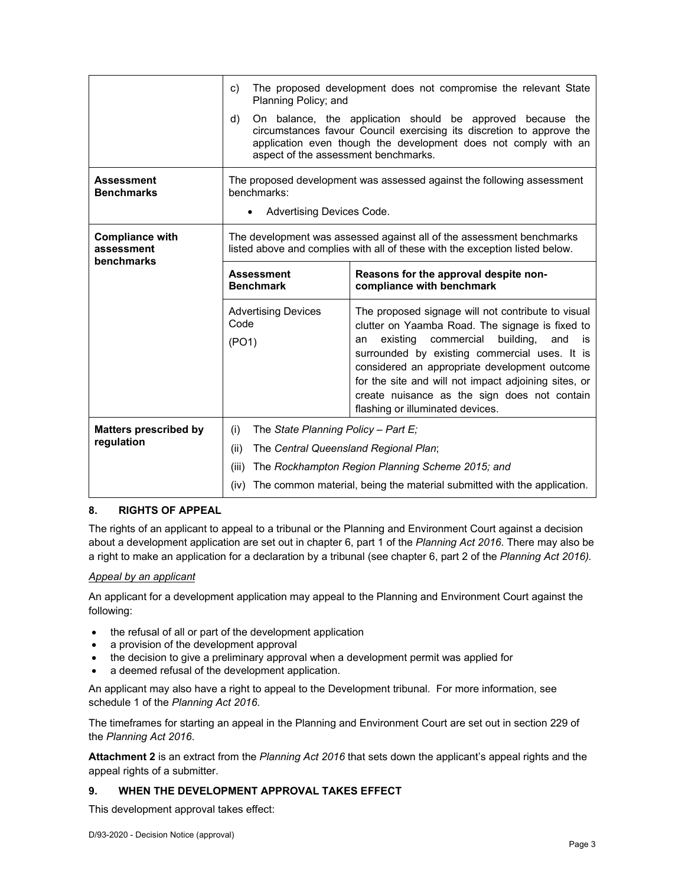| | |
|---|---|
| | c) The proposed development does not compromise the relevant State Planning Policy; and<br><br>d) On balance, the application should be approved because the circumstances favour Council exercising its discretion to approve the application even though the development does not comply with an aspect of the assessment benchmarks. |
| **Assessment Benchmarks** | The proposed development was assessed against the following assessment benchmarks:<br><br>• Advertising Devices Code. |

| **Compliance with assessment benchmarks** | The development was assessed against all of the assessment benchmarks listed above and complies with all of these with the exception listed below. | |
|---|---|---|
| | **Assessment Benchmark** | **Reasons for the approval despite non-compliance with benchmark** |
| | Advertising Devices Code<br><br>(PO1) | The proposed signage will not contribute to visual clutter on Yaamba Road. The signage is fixed to an existing commercial building, and is surrounded by existing commercial uses. It is considered an appropriate development outcome for the site and will not impact adjoining sites, or create nuisance as the sign does not contain flashing or illuminated devices. |

| | |
|---|---|
| **Matters prescribed by regulation** | (i) The *State Planning Policy – Part E;*<br>(ii) The *Central Queensland Regional Plan*;<br>(iii) The *Rockhampton Region Planning Scheme 2015; and*<br>(iv) The common material, being the material submitted with the application. |

## 8. RIGHTS OF APPEAL

The rights of an applicant to appeal to a tribunal or the Planning and Environment Court against a decision about a development application are set out in chapter 6, part 1 of the *Planning Act 2016*. There may also be a right to make an application for a declaration by a tribunal (see chapter 6, part 2 of the *Planning Act 2016).*

*Appeal by an applicant*

An applicant for a development application may appeal to the Planning and Environment Court against the following:

- the refusal of all or part of the development application
- a provision of the development approval
- the decision to give a preliminary approval when a development permit was applied for
- a deemed refusal of the development application.

An applicant may also have a right to appeal to the Development tribunal. For more information, see schedule 1 of the *Planning Act 2016*.

The timeframes for starting an appeal in the Planning and Environment Court are set out in section 229 of the *Planning Act 2016*.

**Attachment 2** is an extract from the *Planning Act 2016* that sets down the applicant's appeal rights and the appeal rights of a submitter.

## 9. WHEN THE DEVELOPMENT APPROVAL TAKES EFFECT

This development approval takes effect: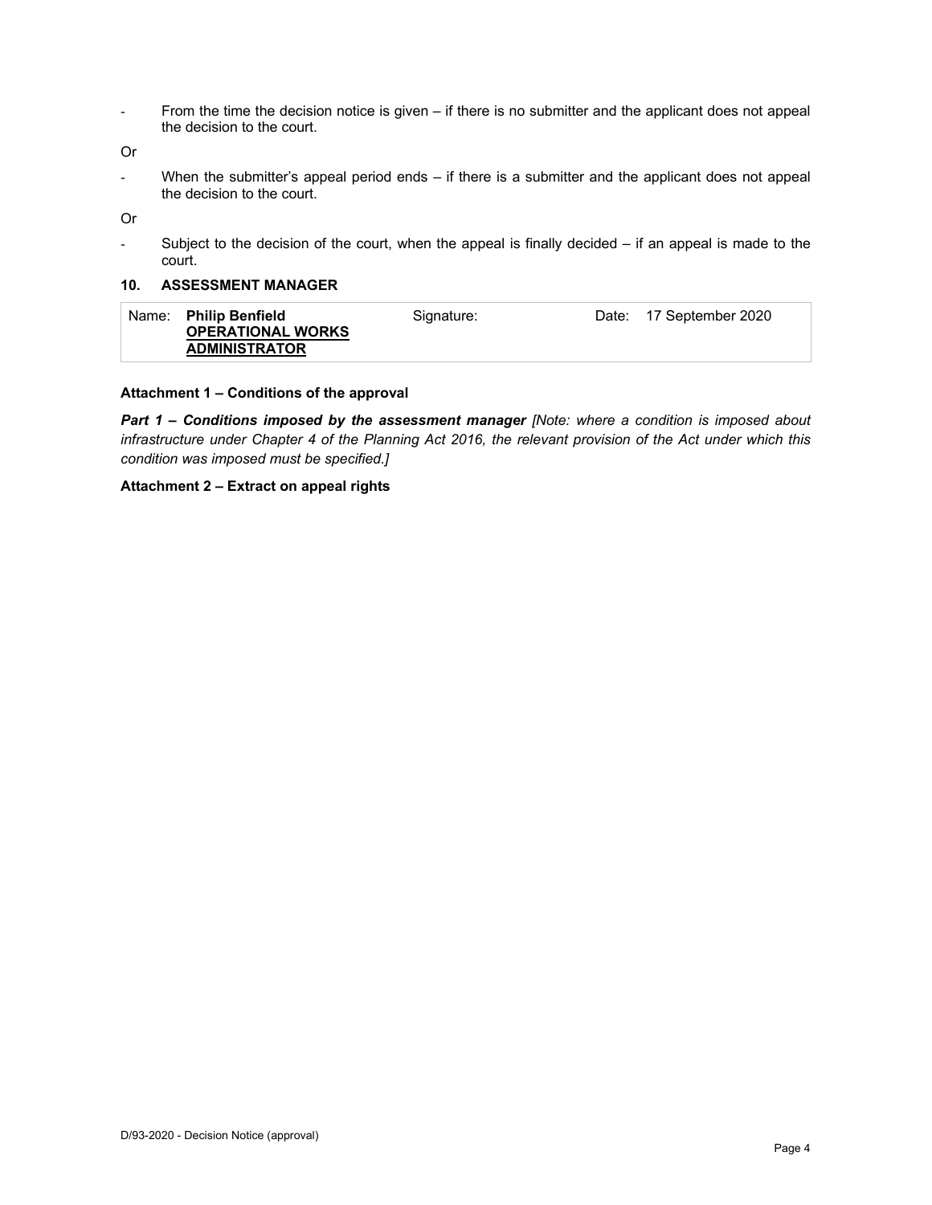- From the time the decision notice is given – if there is no submitter and the applicant does not appeal the decision to the court.

Or

- When the submitter's appeal period ends – if there is a submitter and the applicant does not appeal the decision to the court.

Or

- Subject to the decision of the court, when the appeal is finally decided – if an appeal is made to the court.

### 10. ASSESSMENT MANAGER

| Name: **Philip Benfield** **OPERATIONAL WORKS ADMINISTRATOR** | Signature: | Date: 17 September 2020 |
|---|---|---|

**Attachment 1 – Conditions of the approval**

***Part 1 – Conditions imposed by the assessment manager*** *[Note: where a condition is imposed about infrastructure under Chapter 4 of the Planning Act 2016, the relevant provision of the Act under which this condition was imposed must be specified.]*

**Attachment 2 – Extract on appeal rights**

D/93-2020 - Decision Notice (approval)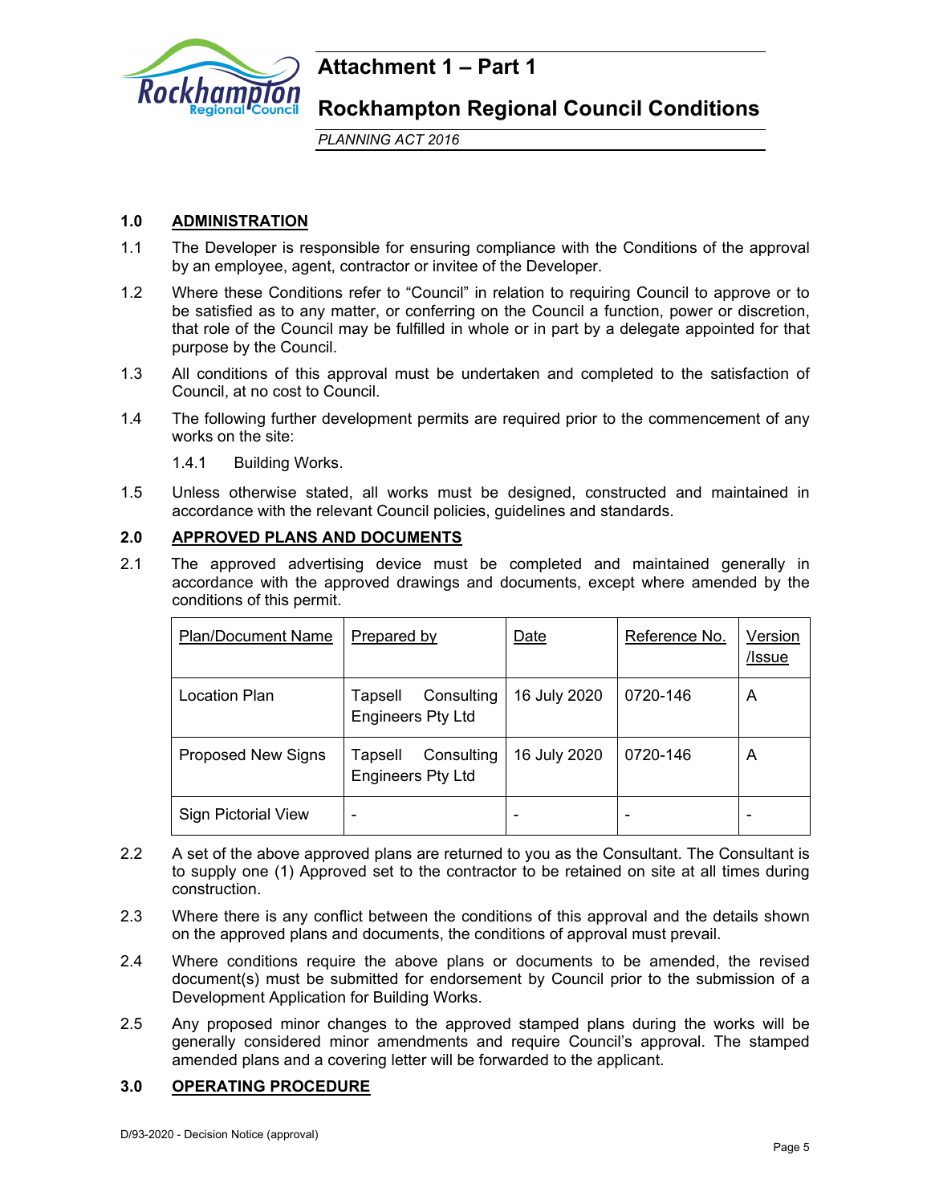# Attachment 1 – Part 1

## Rockhampton Regional Council Conditions

*PLANNING ACT 2016*

### 1.0 ADMINISTRATION

1.1 The Developer is responsible for ensuring compliance with the Conditions of the approval by an employee, agent, contractor or invitee of the Developer.

1.2 Where these Conditions refer to "Council" in relation to requiring Council to approve or to be satisfied as to any matter, or conferring on the Council a function, power or discretion, that role of the Council may be fulfilled in whole or in part by a delegate appointed for that purpose by the Council.

1.3 All conditions of this approval must be undertaken and completed to the satisfaction of Council, at no cost to Council.

1.4 The following further development permits are required prior to the commencement of any works on the site:

1.4.1 Building Works.

1.5 Unless otherwise stated, all works must be designed, constructed and maintained in accordance with the relevant Council policies, guidelines and standards.

### 2.0 APPROVED PLANS AND DOCUMENTS

2.1 The approved advertising device must be completed and maintained generally in accordance with the approved drawings and documents, except where amended by the conditions of this permit.

| Plan/Document Name | Prepared by | Date | Reference No. | Version /Issue |
|---|---|---|---|---|
| Location Plan | Tapsell Consulting Engineers Pty Ltd | 16 July 2020 | 0720-146 | A |
| Proposed New Signs | Tapsell Consulting Engineers Pty Ltd | 16 July 2020 | 0720-146 | A |
| Sign Pictorial View | - | - | - | - |

2.2 A set of the above approved plans are returned to you as the Consultant. The Consultant is to supply one (1) Approved set to the contractor to be retained on site at all times during construction.

2.3 Where there is any conflict between the conditions of this approval and the details shown on the approved plans and documents, the conditions of approval must prevail.

2.4 Where conditions require the above plans or documents to be amended, the revised document(s) must be submitted for endorsement by Council prior to the submission of a Development Application for Building Works.

2.5 Any proposed minor changes to the approved stamped plans during the works will be generally considered minor amendments and require Council's approval. The stamped amended plans and a covering letter will be forwarded to the applicant.

### 3.0 OPERATING PROCEDURE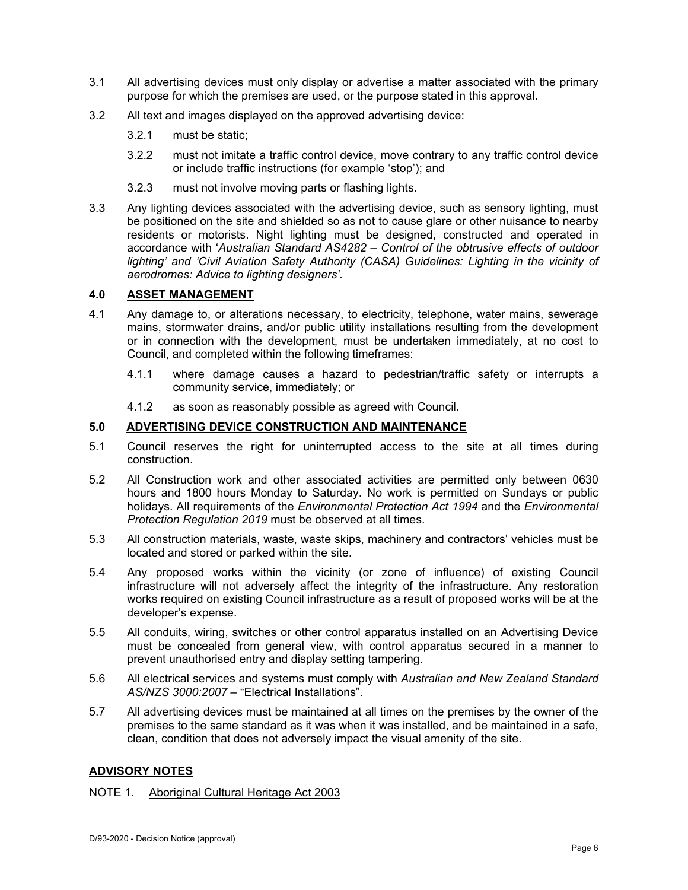3.1 All advertising devices must only display or advertise a matter associated with the primary purpose for which the premises are used, or the purpose stated in this approval.

3.2 All text and images displayed on the approved advertising device:

3.2.1 must be static;

3.2.2 must not imitate a traffic control device, move contrary to any traffic control device or include traffic instructions (for example 'stop'); and

3.2.3 must not involve moving parts or flashing lights.

3.3 Any lighting devices associated with the advertising device, such as sensory lighting, must be positioned on the site and shielded so as not to cause glare or other nuisance to nearby residents or motorists. Night lighting must be designed, constructed and operated in accordance with '*Australian Standard AS4282 – Control of the obtrusive effects of outdoor lighting' and 'Civil Aviation Safety Authority (CASA) Guidelines: Lighting in the vicinity of aerodromes: Advice to lighting designers'*.

## 4.0 ASSET MANAGEMENT

4.1 Any damage to, or alterations necessary, to electricity, telephone, water mains, sewerage mains, stormwater drains, and/or public utility installations resulting from the development or in connection with the development, must be undertaken immediately, at no cost to Council, and completed within the following timeframes:

4.1.1 where damage causes a hazard to pedestrian/traffic safety or interrupts a community service, immediately; or

4.1.2 as soon as reasonably possible as agreed with Council.

## 5.0 ADVERTISING DEVICE CONSTRUCTION AND MAINTENANCE

5.1 Council reserves the right for uninterrupted access to the site at all times during construction.

5.2 All Construction work and other associated activities are permitted only between 0630 hours and 1800 hours Monday to Saturday. No work is permitted on Sundays or public holidays. All requirements of the *Environmental Protection Act 1994* and the *Environmental Protection Regulation 2019* must be observed at all times.

5.3 All construction materials, waste, waste skips, machinery and contractors' vehicles must be located and stored or parked within the site.

5.4 Any proposed works within the vicinity (or zone of influence) of existing Council infrastructure will not adversely affect the integrity of the infrastructure. Any restoration works required on existing Council infrastructure as a result of proposed works will be at the developer's expense.

5.5 All conduits, wiring, switches or other control apparatus installed on an Advertising Device must be concealed from general view, with control apparatus secured in a manner to prevent unauthorised entry and display setting tampering.

5.6 All electrical services and systems must comply with *Australian and New Zealand Standard AS/NZS 3000:2007* – "Electrical Installations".

5.7 All advertising devices must be maintained at all times on the premises by the owner of the premises to the same standard as it was when it was installed, and be maintained in a safe, clean, condition that does not adversely impact the visual amenity of the site.

## ADVISORY NOTES

NOTE 1. Aboriginal Cultural Heritage Act 2003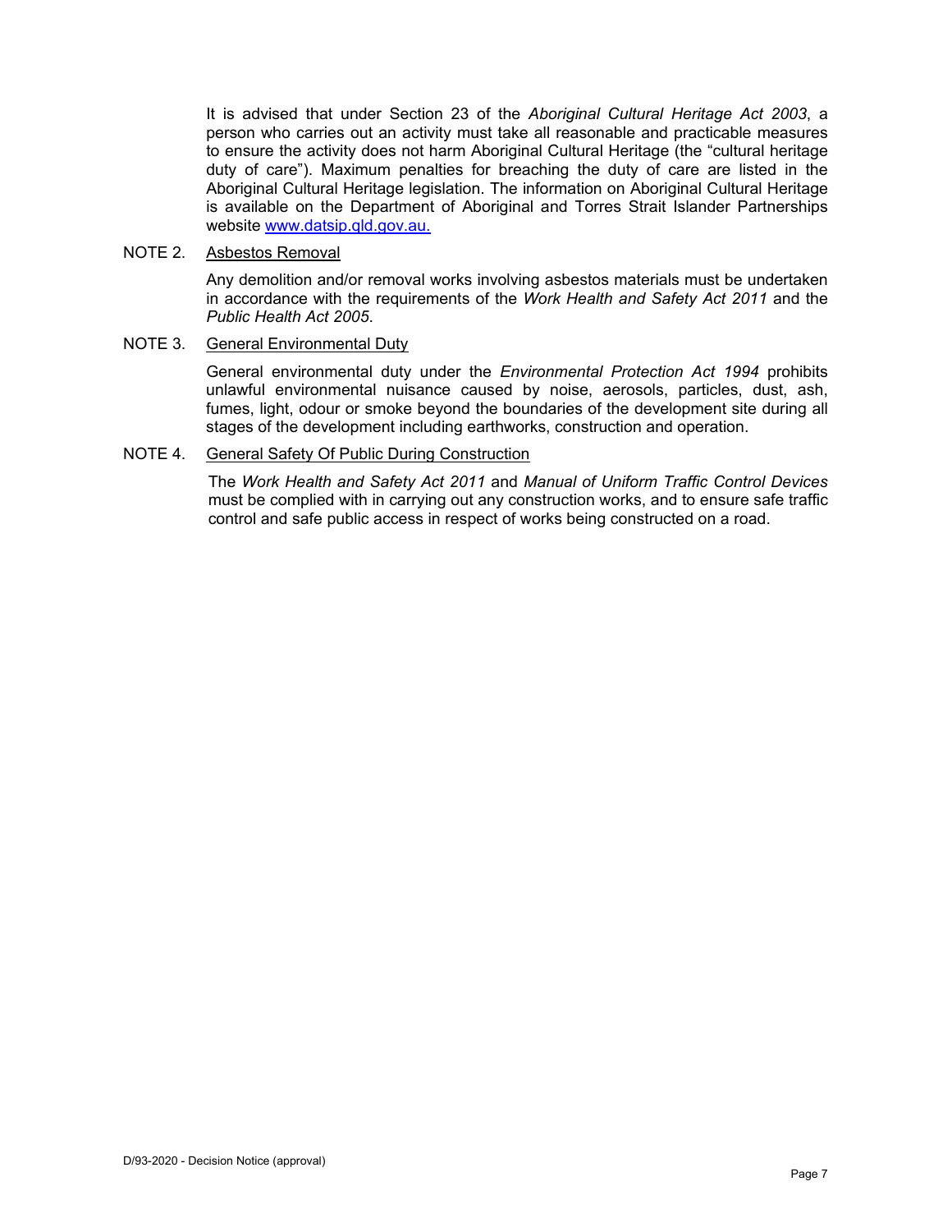It is advised that under Section 23 of the *Aboriginal Cultural Heritage Act 2003*, a person who carries out an activity must take all reasonable and practicable measures to ensure the activity does not harm Aboriginal Cultural Heritage (the "cultural heritage duty of care"). Maximum penalties for breaching the duty of care are listed in the Aboriginal Cultural Heritage legislation. The information on Aboriginal Cultural Heritage is available on the Department of Aboriginal and Torres Strait Islander Partnerships website [www.datsip.qld.gov.au.](http://www.datsip.qld.gov.au)

NOTE 2. Asbestos Removal

Any demolition and/or removal works involving asbestos materials must be undertaken in accordance with the requirements of the *Work Health and Safety Act 2011* and the *Public Health Act 2005*.

NOTE 3. General Environmental Duty

General environmental duty under the *Environmental Protection Act 1994* prohibits unlawful environmental nuisance caused by noise, aerosols, particles, dust, ash, fumes, light, odour or smoke beyond the boundaries of the development site during all stages of the development including earthworks, construction and operation.

NOTE 4. General Safety Of Public During Construction

The *Work Health and Safety Act 2011* and *Manual of Uniform Traffic Control Devices* must be complied with in carrying out any construction works, and to ensure safe traffic control and safe public access in respect of works being constructed on a road.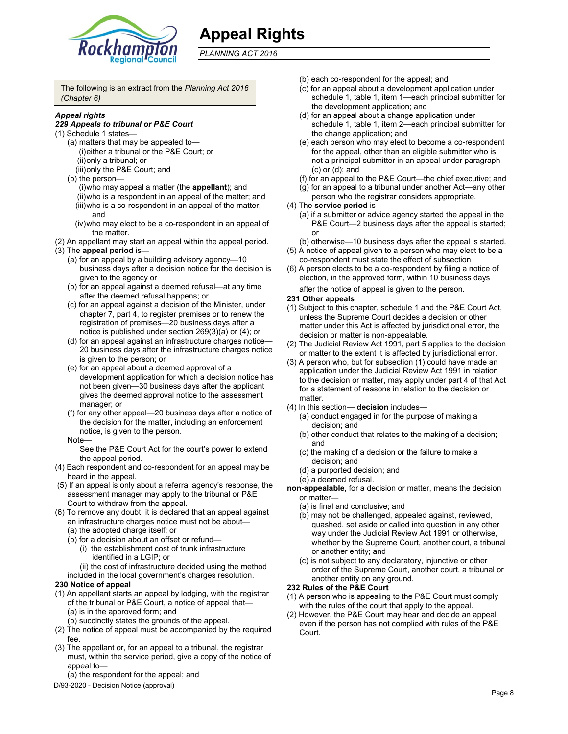# Appeal Rights

*PLANNING ACT 2016*

The following is an extract from the *Planning Act 2016 (Chapter 6)*

***Appeal rights***

***229 Appeals to tribunal or P&E Court***

(1) Schedule 1 states—
- (a) matters that may be appealed to—
  - (i) either a tribunal or the P&E Court; or
  - (ii) only a tribunal; or
  - (iii) only the P&E Court; and
- (b) the person—
  - (i) who may appeal a matter (the **appellant**); and
  - (ii) who is a respondent in an appeal of the matter; and
  - (iii) who is a co-respondent in an appeal of the matter; and
  - (iv) who may elect to be a co-respondent in an appeal of the matter.

(2) An appellant may start an appeal within the appeal period.

(3) The **appeal period** is—
- (a) for an appeal by a building advisory agency—10 business days after a decision notice for the decision is given to the agency or
- (b) for an appeal against a deemed refusal—at any time after the deemed refusal happens; or
- (c) for an appeal against a decision of the Minister, under chapter 7, part 4, to register premises or to renew the registration of premises—20 business days after a notice is published under section 269(3)(a) or (4); or
- (d) for an appeal against an infrastructure charges notice—20 business days after the infrastructure charges notice is given to the person; or
- (e) for an appeal about a deemed approval of a development application for which a decision notice has not been given—30 business days after the applicant gives the deemed approval notice to the assessment manager; or
- (f) for any other appeal—20 business days after a notice of the decision for the matter, including an enforcement notice, is given to the person.

  Note—
  
  See the P&E Court Act for the court's power to extend the appeal period.

(4) Each respondent and co-respondent for an appeal may be heard in the appeal.

(5) If an appeal is only about a referral agency's response, the assessment manager may apply to the tribunal or P&E Court to withdraw from the appeal.

(6) To remove any doubt, it is declared that an appeal against an infrastructure charges notice must not be about—
- (a) the adopted charge itself; or
- (b) for a decision about an offset or refund—
  - (i) the establishment cost of trunk infrastructure identified in a LGIP; or
  - (ii) the cost of infrastructure decided using the method

included in the local government's charges resolution.

**230 Notice of appeal**

(1) An appellant starts an appeal by lodging, with the registrar of the tribunal or P&E Court, a notice of appeal that—
- (a) is in the approved form; and
- (b) succinctly states the grounds of the appeal.

(2) The notice of appeal must be accompanied by the required fee.

(3) The appellant or, for an appeal to a tribunal, the registrar must, within the service period, give a copy of the notice of appeal to—
- (a) the respondent for the appeal; and
- (b) each co-respondent for the appeal; and
- (c) for an appeal about a development application under schedule 1, table 1, item 1—each principal submitter for the development application; and
- (d) for an appeal about a change application under schedule 1, table 1, item 2—each principal submitter for the change application; and
- (e) each person who may elect to become a co-respondent for the appeal, other than an eligible submitter who is not a principal submitter in an appeal under paragraph (c) or (d); and
- (f) for an appeal to the P&E Court—the chief executive; and
- (g) for an appeal to a tribunal under another Act—any other person who the registrar considers appropriate.

(4) The **service period** is—
- (a) if a submitter or advice agency started the appeal in the P&E Court—2 business days after the appeal is started; or
- (b) otherwise—10 business days after the appeal is started.

(5) A notice of appeal given to a person who may elect to be a co-respondent must state the effect of subsection

(6) A person elects to be a co-respondent by filing a notice of election, in the approved form, within 10 business days after the notice of appeal is given to the person.

**231 Other appeals**

(1) Subject to this chapter, schedule 1 and the P&E Court Act, unless the Supreme Court decides a decision or other matter under this Act is affected by jurisdictional error, the decision or matter is non-appealable.

(2) The Judicial Review Act 1991, part 5 applies to the decision or matter to the extent it is affected by jurisdictional error.

(3) A person who, but for subsection (1) could have made an application under the Judicial Review Act 1991 in relation to the decision or matter, may apply under part 4 of that Act for a statement of reasons in relation to the decision or matter.

(4) In this section— **decision** includes—
- (a) conduct engaged in for the purpose of making a decision; and
- (b) other conduct that relates to the making of a decision; and
- (c) the making of a decision or the failure to make a decision; and
- (d) a purported decision; and
- (e) a deemed refusal.

**non-appealable**, for a decision or matter, means the decision or matter—
- (a) is final and conclusive; and
- (b) may not be challenged, appealed against, reviewed, quashed, set aside or called into question in any other way under the Judicial Review Act 1991 or otherwise, whether by the Supreme Court, another court, a tribunal or another entity; and
- (c) is not subject to any declaratory, injunctive or other order of the Supreme Court, another court, a tribunal or another entity on any ground.

**232 Rules of the P&E Court**

(1) A person who is appealing to the P&E Court must comply with the rules of the court that apply to the appeal.

(2) However, the P&E Court may hear and decide an appeal even if the person has not complied with rules of the P&E Court.

D/93-2020 - Decision Notice (approval)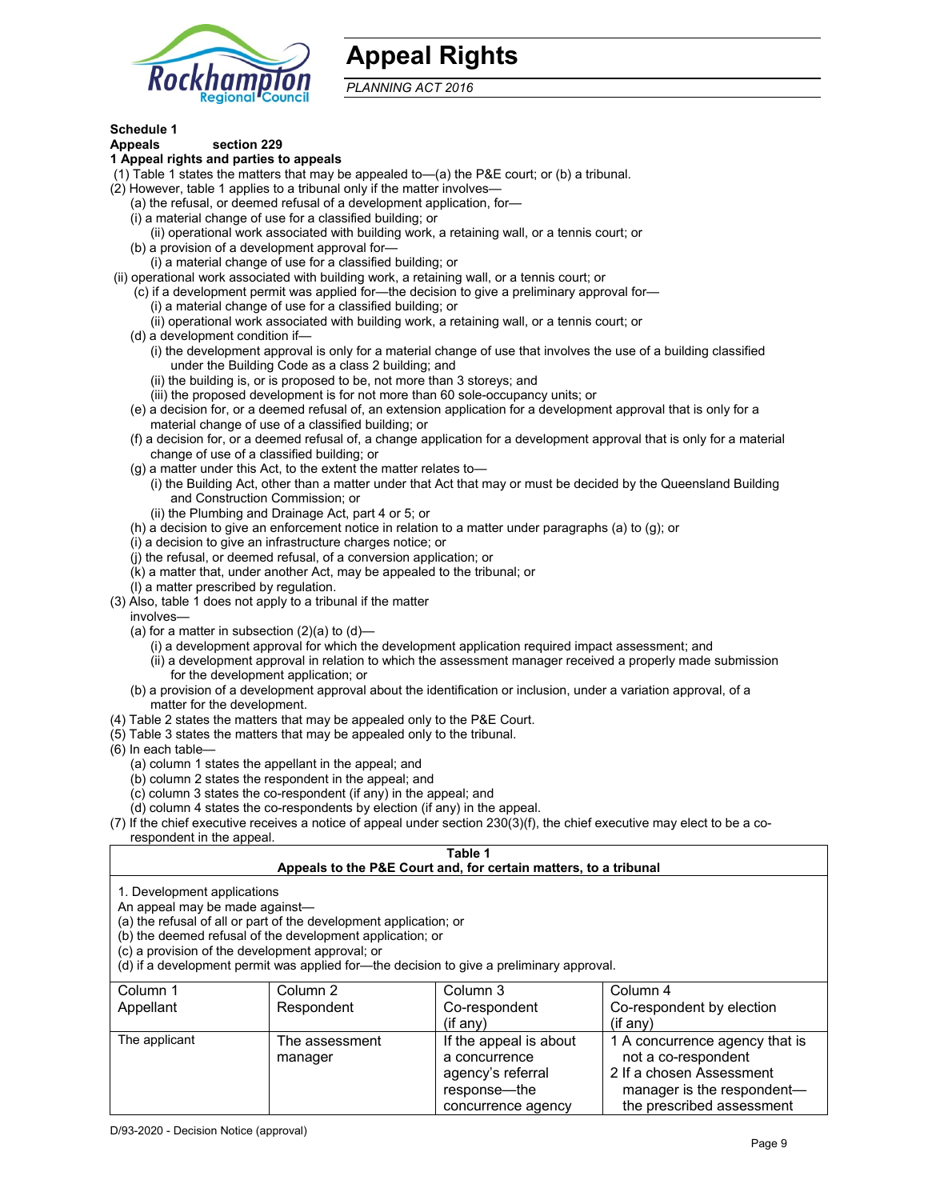# Appeal Rights

*PLANNING ACT 2016*

**Schedule 1**
**Appeals section 229**
**1 Appeal rights and parties to appeals**

(1) Table 1 states the matters that may be appealed to—(a) the P&E court; or (b) a tribunal.

(2) However, table 1 applies to a tribunal only if the matter involves—

(a) the refusal, or deemed refusal of a development application, for—

(i) a material change of use for a classified building; or

(ii) operational work associated with building work, a retaining wall, or a tennis court; or

(b) a provision of a development approval for—

(i) a material change of use for a classified building; or

(ii) operational work associated with building work, a retaining wall, or a tennis court; or

(c) if a development permit was applied for—the decision to give a preliminary approval for—

(i) a material change of use for a classified building; or

(ii) operational work associated with building work, a retaining wall, or a tennis court; or

(d) a development condition if—

(i) the development approval is only for a material change of use that involves the use of a building classified under the Building Code as a class 2 building; and

(ii) the building is, or is proposed to be, not more than 3 storeys; and

(iii) the proposed development is for not more than 60 sole-occupancy units; or

(e) a decision for, or a deemed refusal of, an extension application for a development approval that is only for a material change of use of a classified building; or

(f) a decision for, or a deemed refusal of, a change application for a development approval that is only for a material change of use of a classified building; or

(g) a matter under this Act, to the extent the matter relates to—

(i) the Building Act, other than a matter under that Act that may or must be decided by the Queensland Building and Construction Commission; or

(ii) the Plumbing and Drainage Act, part 4 or 5; or

(h) a decision to give an enforcement notice in relation to a matter under paragraphs (a) to (g); or

(i) a decision to give an infrastructure charges notice; or

(j) the refusal, or deemed refusal, of a conversion application; or

(k) a matter that, under another Act, may be appealed to the tribunal; or

(l) a matter prescribed by regulation.

(3) Also, table 1 does not apply to a tribunal if the matter involves—

(a) for a matter in subsection (2)(a) to (d)—

(i) a development approval for which the development application required impact assessment; and

(ii) a development approval in relation to which the assessment manager received a properly made submission for the development application; or

(b) a provision of a development approval about the identification or inclusion, under a variation approval, of a matter for the development.

(4) Table 2 states the matters that may be appealed only to the P&E Court.

(5) Table 3 states the matters that may be appealed only to the tribunal.

(6) In each table—

(a) column 1 states the appellant in the appeal; and

(b) column 2 states the respondent in the appeal; and

(c) column 3 states the co-respondent (if any) in the appeal; and

(d) column 4 states the co-respondents by election (if any) in the appeal.

(7) If the chief executive receives a notice of appeal under section 230(3)(f), the chief executive may elect to be a co-respondent in the appeal.

**Table 1**
**Appeals to the P&E Court and, for certain matters, to a tribunal**

1. Development applications
An appeal may be made against—
(a) the refusal of all or part of the development application; or
(b) the deemed refusal of the development application; or
(c) a provision of the development approval; or
(d) if a development permit was applied for—the decision to give a preliminary approval.

| Column 1 Appellant | Column 2 Respondent | Column 3 Co-respondent (if any) | Column 4 Co-respondent by election (if any) |
|---|---|---|---|
| The applicant | The assessment manager | If the appeal is about a concurrence agency's referral response—the concurrence agency | 1 A concurrence agency that is not a co-respondent<br>2 If a chosen Assessment manager is the respondent—the prescribed assessment |

D/93-2020 - Decision Notice (approval)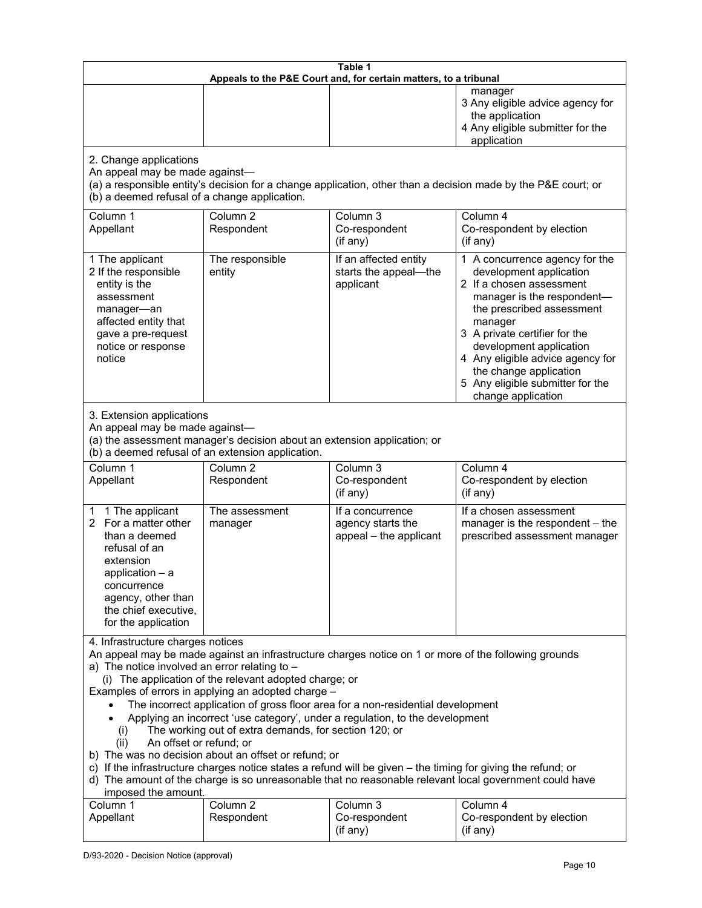**Table 1**
**Appeals to the P&E Court and, for certain matters, to a tribunal**

| | | | |
|---|---|---|---|
| | | | manager<br>3 Any eligible advice agency for the application<br>4 Any eligible submitter for the application |

2. Change applications
An appeal may be made against—
(a) a responsible entity's decision for a change application, other than a decision made by the P&E court; or
(b) a deemed refusal of a change application.

| Column 1<br>Appellant | Column 2<br>Respondent | Column 3<br>Co-respondent<br>(if any) | Column 4<br>Co-respondent by election<br>(if any) |
|---|---|---|---|
| 1 The applicant<br>2 If the responsible entity is the assessment manager—an affected entity that gave a pre-request notice or response notice | The responsible entity | If an affected entity starts the appeal—the applicant | 1 A concurrence agency for the development application<br>2 If a chosen assessment manager is the respondent—the prescribed assessment manager<br>3 A private certifier for the development application<br>4 Any eligible advice agency for the change application<br>5 Any eligible submitter for the change application |

3. Extension applications
An appeal may be made against—
(a) the assessment manager's decision about an extension application; or
(b) a deemed refusal of an extension application.

| Column 1<br>Appellant | Column 2<br>Respondent | Column 3<br>Co-respondent<br>(if any) | Column 4<br>Co-respondent by election<br>(if any) |
|---|---|---|---|
| 1 1 The applicant<br>2 For a matter other than a deemed refusal of an extension application – a concurrence agency, other than the chief executive, for the application | The assessment manager | If a concurrence agency starts the appeal – the applicant | If a chosen assessment manager is the respondent – the prescribed assessment manager |

4. Infrastructure charges notices
An appeal may be made against an infrastructure charges notice on 1 or more of the following grounds
a) The notice involved an error relating to –
(i) The application of the relevant adopted charge; or
Examples of errors in applying an adopted charge –
- The incorrect application of gross floor area for a non-residential development
- Applying an incorrect 'use category', under a regulation, to the development

(i) The working out of extra demands, for section 120; or
(ii) An offset or refund; or

b) The was no decision about an offset or refund; or
c) If the infrastructure charges notice states a refund will be given – the timing for giving the refund; or
d) The amount of the charge is so unreasonable that no reasonable relevant local government could have imposed the amount.

| Column 1<br>Appellant | Column 2<br>Respondent | Column 3<br>Co-respondent<br>(if any) | Column 4<br>Co-respondent by election<br>(if any) |
|---|---|---|---|

D/93-2020 - Decision Notice (approval)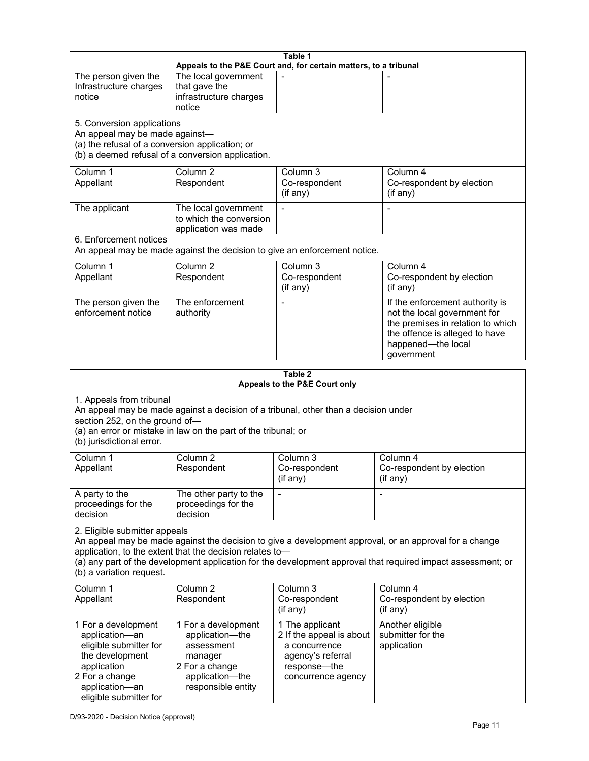| Table 1<br>Appeals to the P&E Court and, for certain matters, to a tribunal | | | |
|---|---|---|---|
| The person given the Infrastructure charges notice | The local government that gave the infrastructure charges notice | - | - |
| 5. Conversion applications<br>An appeal may be made against—<br>(a) the refusal of a conversion application; or<br>(b) a deemed refusal of a conversion application. | | | |
| Column 1<br>Appellant | Column 2<br>Respondent | Column 3<br>Co-respondent<br>(if any) | Column 4<br>Co-respondent by election<br>(if any) |
| The applicant | The local government to which the conversion application was made | - | - |
| 6. Enforcement notices<br>An appeal may be made against the decision to give an enforcement notice. | | | |
| Column 1<br>Appellant | Column 2<br>Respondent | Column 3<br>Co-respondent<br>(if any) | Column 4<br>Co-respondent by election<br>(if any) |
| The person given the enforcement notice | The enforcement authority | - | If the enforcement authority is not the local government for the premises in relation to which the offence is alleged to have happened—the local government |

| Table 2<br>Appeals to the P&E Court only | | | |
|---|---|---|---|
| 1. Appeals from tribunal<br>An appeal may be made against a decision of a tribunal, other than a decision under section 252, on the ground of—<br>(a) an error or mistake in law on the part of the tribunal; or<br>(b) jurisdictional error. | | | |
| Column 1<br>Appellant | Column 2<br>Respondent | Column 3<br>Co-respondent<br>(if any) | Column 4<br>Co-respondent by election<br>(if any) |
| A party to the proceedings for the decision | The other party to the proceedings for the decision | - | - |
| 2. Eligible submitter appeals<br>An appeal may be made against the decision to give a development approval, or an approval for a change application, to the extent that the decision relates to—<br>(a) any part of the development application for the development approval that required impact assessment; or<br>(b) a variation request. | | | |
| Column 1<br>Appellant | Column 2<br>Respondent | Column 3<br>Co-respondent<br>(if any) | Column 4<br>Co-respondent by election<br>(if any) |
| 1 For a development application—an eligible submitter for the development application<br>2 For a change application—an eligible submitter for | 1 For a development application—the assessment manager<br>2 For a change application—the responsible entity | 1 The applicant<br>2 If the appeal is about a concurrence agency's referral response—the concurrence agency | Another eligible submitter for the application |

D/93-2020 - Decision Notice (approval)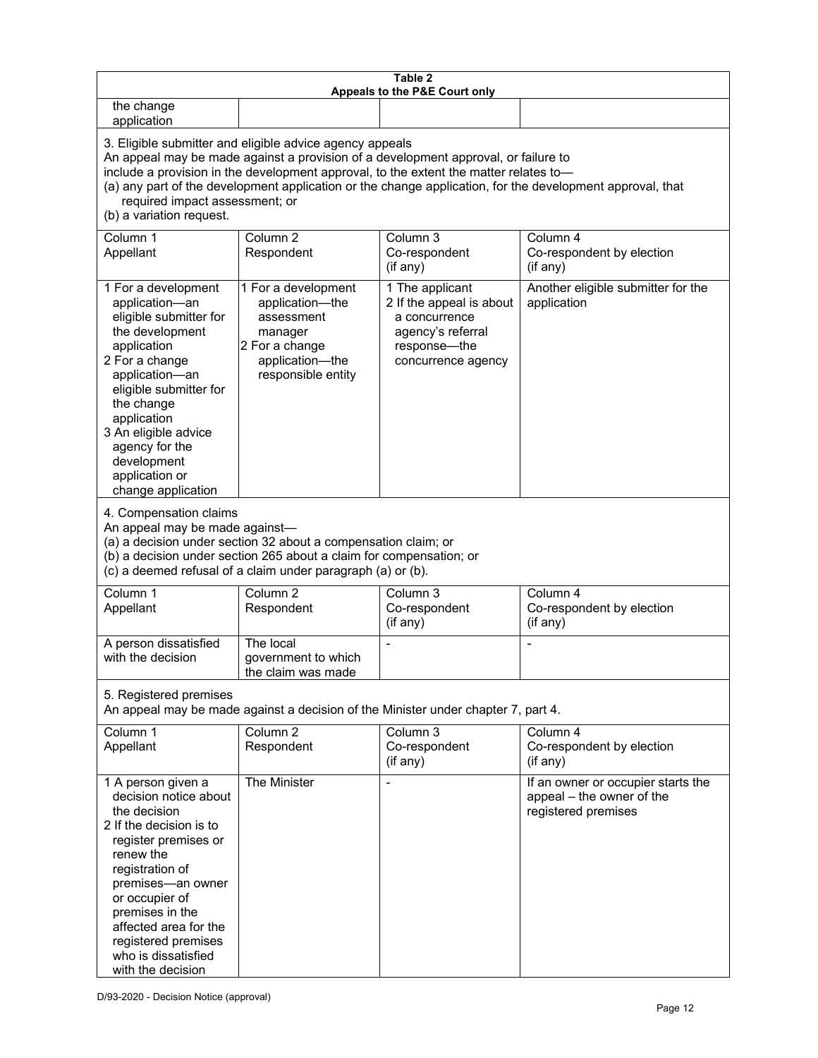**Table 2**
**Appeals to the P&E Court only**

| | | | |
|---|---|---|---|
| the change application | | | |

3. Eligible submitter and eligible advice agency appeals
An appeal may be made against a provision of a development approval, or failure to include a provision in the development approval, to the extent the matter relates to—
(a) any part of the development application or the change application, for the development approval, that required impact assessment; or
(b) a variation request.

| Column 1 Appellant | Column 2 Respondent | Column 3 Co-respondent (if any) | Column 4 Co-respondent by election (if any) |
|---|---|---|---|
| 1 For a development application—an eligible submitter for the development application<br>2 For a change application—an eligible submitter for the change application<br>3 An eligible advice agency for the development application or change application | 1 For a development application—the assessment manager<br>2 For a change application—the responsible entity | 1 The applicant<br>2 If the appeal is about a concurrence agency's referral response—the concurrence agency | Another eligible submitter for the application |

4. Compensation claims
An appeal may be made against—
(a) a decision under section 32 about a compensation claim; or
(b) a decision under section 265 about a claim for compensation; or
(c) a deemed refusal of a claim under paragraph (a) or (b).

| Column 1 Appellant | Column 2 Respondent | Column 3 Co-respondent (if any) | Column 4 Co-respondent by election (if any) |
|---|---|---|---|
| A person dissatisfied with the decision | The local government to which the claim was made | - | - |

5. Registered premises
An appeal may be made against a decision of the Minister under chapter 7, part 4.

| Column 1 Appellant | Column 2 Respondent | Column 3 Co-respondent (if any) | Column 4 Co-respondent by election (if any) |
|---|---|---|---|
| 1 A person given a decision notice about the decision<br>2 If the decision is to register premises or renew the registration of premises—an owner or occupier of premises in the affected area for the registered premises who is dissatisfied with the decision | The Minister | - | If an owner or occupier starts the appeal – the owner of the registered premises |

D/93-2020 - Decision Notice (approval)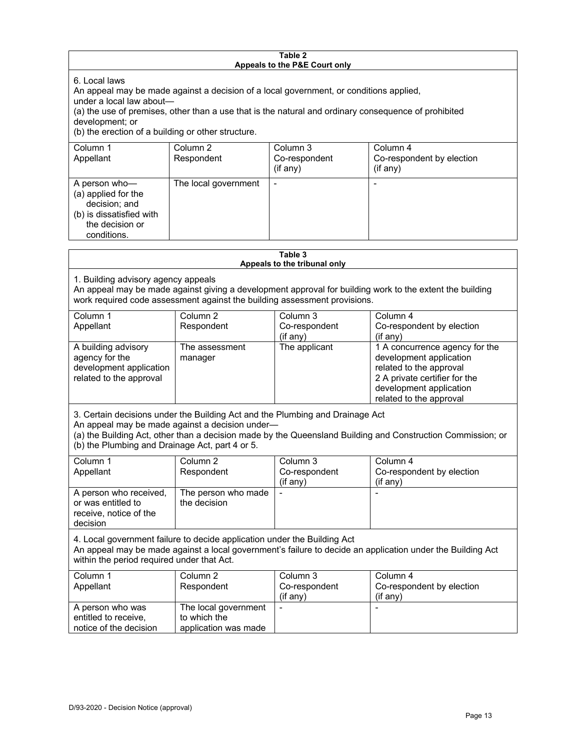**Table 2**
**Appeals to the P&E Court only**

6. Local laws
An appeal may be made against a decision of a local government, or conditions applied, under a local law about—
(a) the use of premises, other than a use that is the natural and ordinary consequence of prohibited development; or
(b) the erection of a building or other structure.

| Column 1<br>Appellant | Column 2<br>Respondent | Column 3<br>Co-respondent<br>(if any) | Column 4<br>Co-respondent by election<br>(if any) |
|---|---|---|---|
| A person who—<br>(a) applied for the decision; and<br>(b) is dissatisfied with the decision or conditions. | The local government | - | - |

**Table 3**
**Appeals to the tribunal only**

1. Building advisory agency appeals
An appeal may be made against giving a development approval for building work to the extent the building work required code assessment against the building assessment provisions.

| Column 1<br>Appellant | Column 2<br>Respondent | Column 3<br>Co-respondent<br>(if any) | Column 4<br>Co-respondent by election<br>(if any) |
|---|---|---|---|
| A building advisory agency for the development application related to the approval | The assessment manager | The applicant | 1 A concurrence agency for the development application related to the approval<br>2 A private certifier for the development application related to the approval |

3. Certain decisions under the Building Act and the Plumbing and Drainage Act
An appeal may be made against a decision under—
(a) the Building Act, other than a decision made by the Queensland Building and Construction Commission; or
(b) the Plumbing and Drainage Act, part 4 or 5.

| Column 1<br>Appellant | Column 2<br>Respondent | Column 3<br>Co-respondent<br>(if any) | Column 4<br>Co-respondent by election<br>(if any) |
|---|---|---|---|
| A person who received, or was entitled to receive, notice of the decision | The person who made the decision | - | - |

4. Local government failure to decide application under the Building Act
An appeal may be made against a local government's failure to decide an application under the Building Act within the period required under that Act.

| Column 1<br>Appellant | Column 2<br>Respondent | Column 3<br>Co-respondent<br>(if any) | Column 4<br>Co-respondent by election<br>(if any) |
|---|---|---|---|
| A person who was entitled to receive, notice of the decision | The local government to which the application was made | - | - |